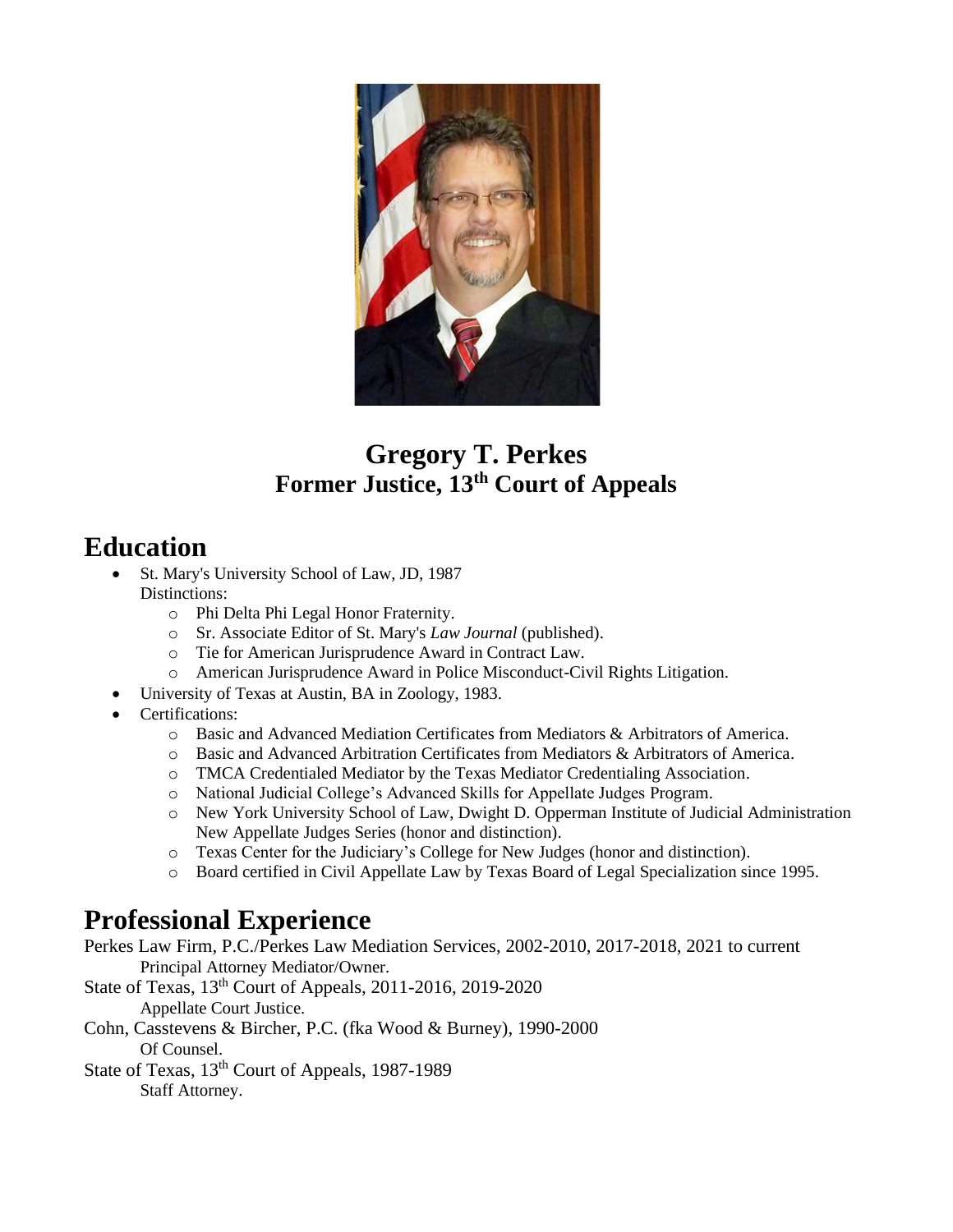# Gregory T. Perkes
## Former Justice, 13th Court of Appeals

## Education

- St. Mary's University School of Law, JD, 1987
  Distinctions:
  - Phi Delta Phi Legal Honor Fraternity.
  - Sr. Associate Editor of St. Mary's *Law Journal* (published).
  - Tie for American Jurisprudence Award in Contract Law.
  - American Jurisprudence Award in Police Misconduct-Civil Rights Litigation.
- University of Texas at Austin, BA in Zoology, 1983.
- Certifications:
  - Basic and Advanced Mediation Certificates from Mediators & Arbitrators of America.
  - Basic and Advanced Arbitration Certificates from Mediators & Arbitrators of America.
  - TMCA Credentialed Mediator by the Texas Mediator Credentialing Association.
  - National Judicial College's Advanced Skills for Appellate Judges Program.
  - New York University School of Law, Dwight D. Opperman Institute of Judicial Administration New Appellate Judges Series (honor and distinction).
  - Texas Center for the Judiciary's College for New Judges (honor and distinction).
  - Board certified in Civil Appellate Law by Texas Board of Legal Specialization since 1995.

## Professional Experience

Perkes Law Firm, P.C./Perkes Law Mediation Services, 2002-2010, 2017-2018, 2021 to current
    Principal Attorney Mediator/Owner.

State of Texas, 13th Court of Appeals, 2011-2016, 2019-2020
    Appellate Court Justice.

Cohn, Casstevens & Bircher, P.C. (fka Wood & Burney), 1990-2000
    Of Counsel.

State of Texas, 13th Court of Appeals, 1987-1989
    Staff Attorney.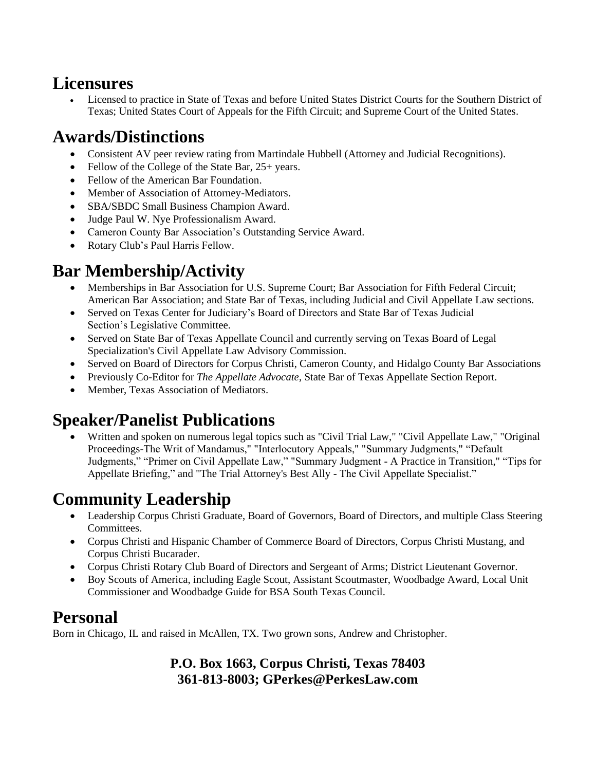## Licensures

- Licensed to practice in State of Texas and before United States District Courts for the Southern District of Texas; United States Court of Appeals for the Fifth Circuit; and Supreme Court of the United States.

## Awards/Distinctions

- Consistent AV peer review rating from Martindale Hubbell (Attorney and Judicial Recognitions).
- Fellow of the College of the State Bar, 25+ years.
- Fellow of the American Bar Foundation.
- Member of Association of Attorney-Mediators.
- SBA/SBDC Small Business Champion Award.
- Judge Paul W. Nye Professionalism Award.
- Cameron County Bar Association's Outstanding Service Award.
- Rotary Club's Paul Harris Fellow.

## Bar Membership/Activity

- Memberships in Bar Association for U.S. Supreme Court; Bar Association for Fifth Federal Circuit; American Bar Association; and State Bar of Texas, including Judicial and Civil Appellate Law sections.
- Served on Texas Center for Judiciary's Board of Directors and State Bar of Texas Judicial Section's Legislative Committee.
- Served on State Bar of Texas Appellate Council and currently serving on Texas Board of Legal Specialization's Civil Appellate Law Advisory Commission.
- Served on Board of Directors for Corpus Christi, Cameron County, and Hidalgo County Bar Associations
- Previously Co-Editor for *The Appellate Advocate*, State Bar of Texas Appellate Section Report.
- Member, Texas Association of Mediators.

## Speaker/Panelist Publications

- Written and spoken on numerous legal topics such as "Civil Trial Law," "Civil Appellate Law," "Original Proceedings-The Writ of Mandamus," "Interlocutory Appeals," "Summary Judgments," "Default Judgments," "Primer on Civil Appellate Law," "Summary Judgment - A Practice in Transition," "Tips for Appellate Briefing," and "The Trial Attorney's Best Ally - The Civil Appellate Specialist."

## Community Leadership

- Leadership Corpus Christi Graduate, Board of Governors, Board of Directors, and multiple Class Steering Committees.
- Corpus Christi and Hispanic Chamber of Commerce Board of Directors, Corpus Christi Mustang, and Corpus Christi Bucarader.
- Corpus Christi Rotary Club Board of Directors and Sergeant of Arms; District Lieutenant Governor.
- Boy Scouts of America, including Eagle Scout, Assistant Scoutmaster, Woodbadge Award, Local Unit Commissioner and Woodbadge Guide for BSA South Texas Council.

## Personal

Born in Chicago, IL and raised in McAllen, TX. Two grown sons, Andrew and Christopher.

**P.O. Box 1663, Corpus Christi, Texas 78403**
**361-813-8003; GPerkes@PerkesLaw.com**